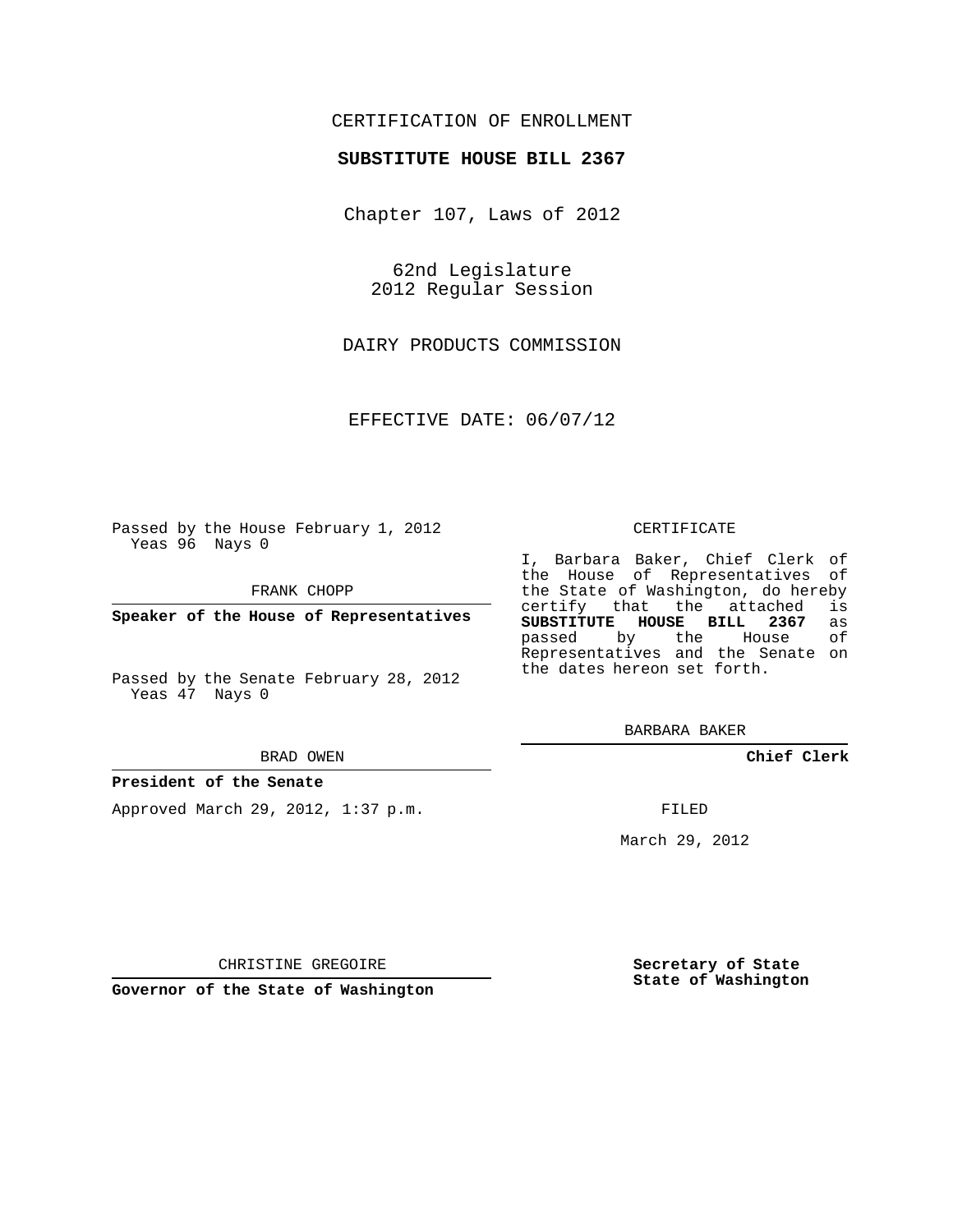CERTIFICATION OF ENROLLMENT

**SUBSTITUTE HOUSE BILL 2367**

Chapter 107, Laws of 2012

62nd Legislature
2012 Regular Session

DAIRY PRODUCTS COMMISSION

EFFECTIVE DATE: 06/07/12

Passed by the House February 1, 2012
Yeas 96 Nays 0

FRANK CHOPP

**Speaker of the House of Representatives**

Passed by the Senate February 28, 2012
Yeas 47 Nays 0

BRAD OWEN

**President of the Senate**

Approved March 29, 2012, 1:37 p.m.

CHRISTINE GREGOIRE

**Governor of the State of Washington**

CERTIFICATE

I, Barbara Baker, Chief Clerk of the House of Representatives of the State of Washington, do hereby certify that the attached is **SUBSTITUTE HOUSE BILL 2367** as passed by the House of Representatives and the Senate on the dates hereon set forth.

BARBARA BAKER

**Chief Clerk**

FILED

March 29, 2012

**Secretary of State**
**State of Washington**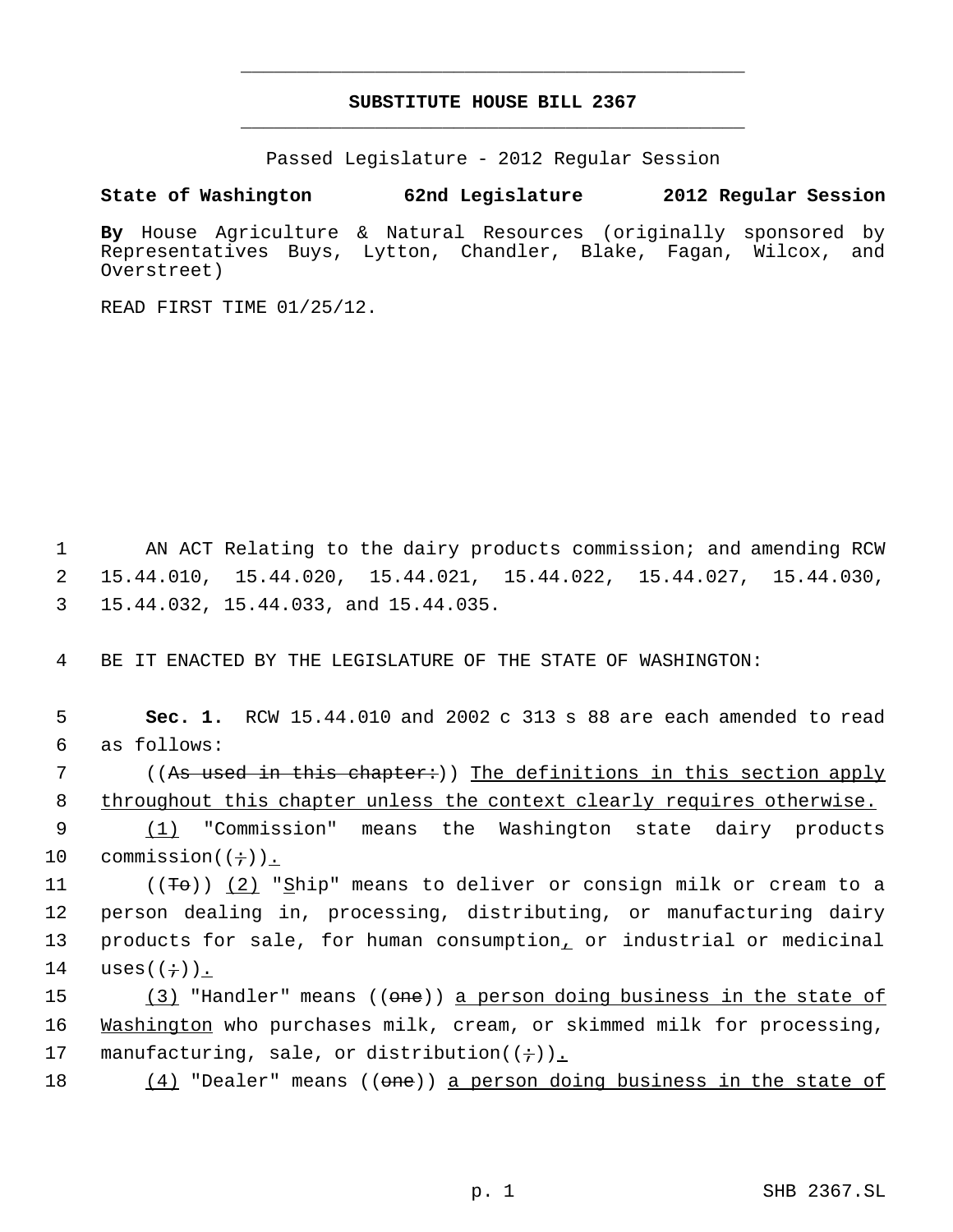# SUBSTITUTE HOUSE BILL 2367

Passed Legislature - 2012 Regular Session

**State of Washington 62nd Legislature 2012 Regular Session**

**By** House Agriculture & Natural Resources (originally sponsored by Representatives Buys, Lytton, Chandler, Blake, Fagan, Wilcox, and Overstreet)

READ FIRST TIME 01/25/12.

1 AN ACT Relating to the dairy products commission; and amending RCW 2 15.44.010, 15.44.020, 15.44.021, 15.44.022, 15.44.027, 15.44.030, 3 15.44.032, 15.44.033, and 15.44.035.

4 BE IT ENACTED BY THE LEGISLATURE OF THE STATE OF WASHINGTON:

5 **Sec. 1.** RCW 15.44.010 and 2002 c 313 s 88 are each amended to read 6 as follows:

7 ((~~As used in this chapter:~~)) <u>The definitions in this section apply</u> 8 <u>throughout this chapter unless the context clearly requires otherwise.</u>

9 <u>(1)</u> "Commission" means the Washington state dairy products 10 commission((~~;~~))<u>.</u>

11 ((~~To~~)) <u>(2)</u> "<u>S</u>hip" means to deliver or consign milk or cream to a 12 person dealing in, processing, distributing, or manufacturing dairy 13 products for sale, for human consumption<u>,</u> or industrial or medicinal 14 uses((~~;~~))<u>.</u>

15 <u>(3)</u> "Handler" means ((~~one~~)) <u>a person doing business in the state of</u> 16 <u>Washington</u> who purchases milk, cream, or skimmed milk for processing, 17 manufacturing, sale, or distribution((~~;~~))<u>.</u>

18 <u>(4)</u> "Dealer" means ((~~one~~)) <u>a person doing business in the state of</u>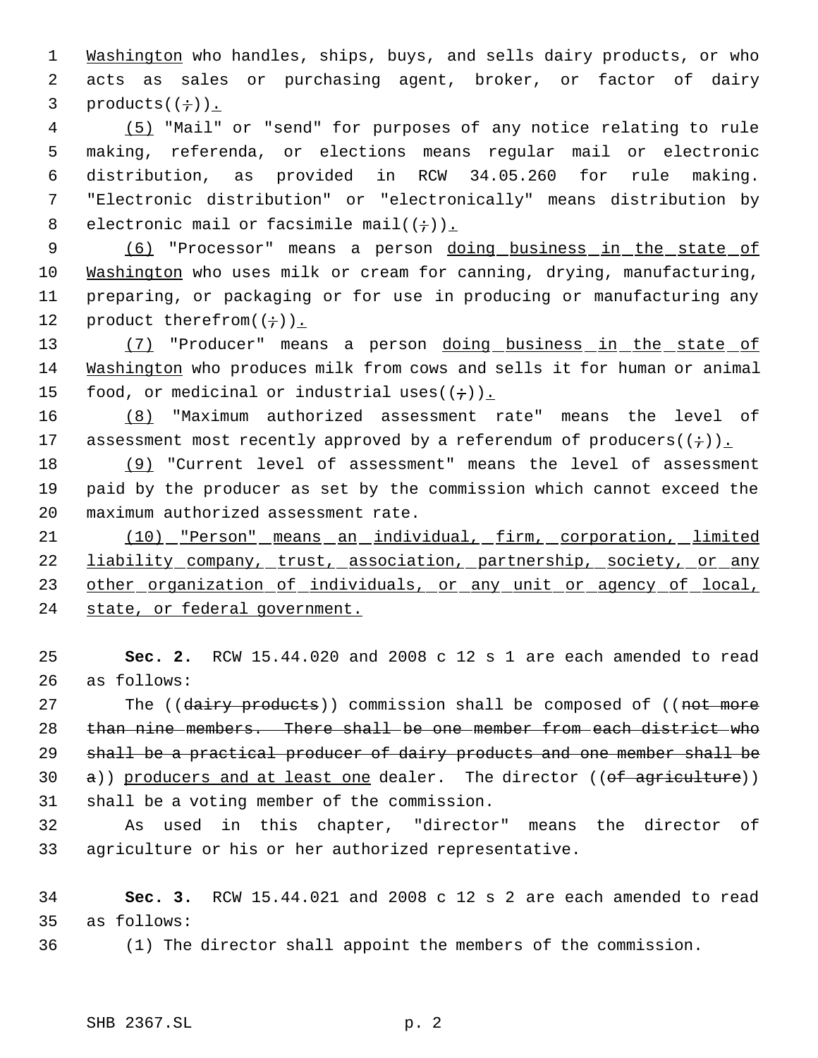Washington who handles, ships, buys, and sells dairy products, or who acts as sales or purchasing agent, broker, or factor of dairy products((;)).

(5) "Mail" or "send" for purposes of any notice relating to rule making, referenda, or elections means regular mail or electronic distribution, as provided in RCW 34.05.260 for rule making. "Electronic distribution" or "electronically" means distribution by electronic mail or facsimile mail((;)).

(6) "Processor" means a person doing business in the state of Washington who uses milk or cream for canning, drying, manufacturing, preparing, or packaging or for use in producing or manufacturing any product therefrom((;)).

(7) "Producer" means a person doing business in the state of Washington who produces milk from cows and sells it for human or animal food, or medicinal or industrial uses((;)).

(8) "Maximum authorized assessment rate" means the level of assessment most recently approved by a referendum of producers((;)).

(9) "Current level of assessment" means the level of assessment paid by the producer as set by the commission which cannot exceed the maximum authorized assessment rate.

(10) "Person" means an individual, firm, corporation, limited liability company, trust, association, partnership, society, or any other organization of individuals, or any unit or agency of local, state, or federal government.

**Sec. 2.** RCW 15.44.020 and 2008 c 12 s 1 are each amended to read as follows:

The ((~~dairy products~~)) commission shall be composed of ((~~not more than nine members. There shall be one member from each district who shall be a practical producer of dairy products and one member shall be a~~)) producers and at least one dealer. The director ((~~of agriculture~~)) shall be a voting member of the commission.

As used in this chapter, "director" means the director of agriculture or his or her authorized representative.

**Sec. 3.** RCW 15.44.021 and 2008 c 12 s 2 are each amended to read as follows:

(1) The director shall appoint the members of the commission.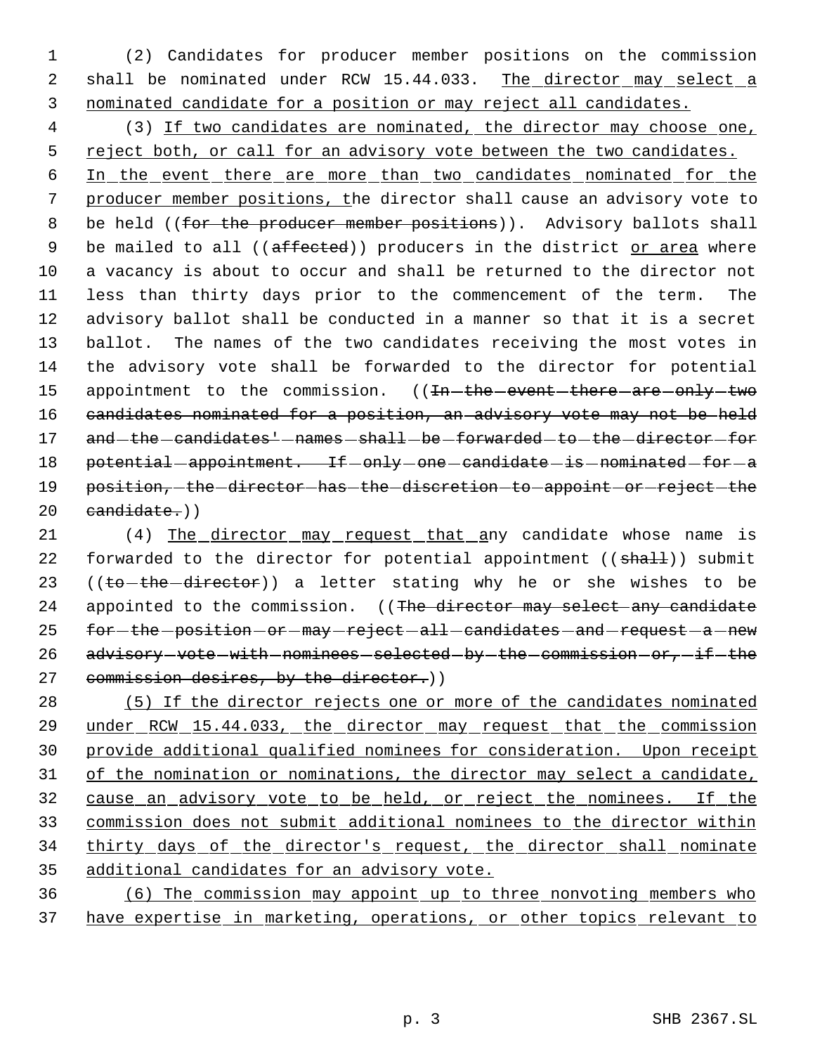(2) Candidates for producer member positions on the commission shall be nominated under RCW 15.44.033. The director may select a nominated candidate for a position or may reject all candidates.

(3) If two candidates are nominated, the director may choose one, reject both, or call for an advisory vote between the two candidates. In the event there are more than two candidates nominated for the producer member positions, the director shall cause an advisory vote to be held ((~~for the producer member positions~~)). Advisory ballots shall be mailed to all ((~~affected~~)) producers in the district or area where a vacancy is about to occur and shall be returned to the director not less than thirty days prior to the commencement of the term. The advisory ballot shall be conducted in a manner so that it is a secret ballot. The names of the two candidates receiving the most votes in the advisory vote shall be forwarded to the director for potential appointment to the commission. ((~~In the event there are only two candidates nominated for a position, an advisory vote may not be held and the candidates' names shall be forwarded to the director for potential appointment. If only one candidate is nominated for a position, the director has the discretion to appoint or reject the candidate.~~))

(4) The director may request that any candidate whose name is forwarded to the director for potential appointment ((~~shall~~)) submit ((~~to the director~~)) a letter stating why he or she wishes to be appointed to the commission. ((~~The director may select any candidate for the position or may reject all candidates and request a new advisory vote with nominees selected by the commission or, if the commission desires, by the director.~~))

(5) If the director rejects one or more of the candidates nominated under RCW 15.44.033, the director may request that the commission provide additional qualified nominees for consideration. Upon receipt of the nomination or nominations, the director may select a candidate, cause an advisory vote to be held, or reject the nominees. If the commission does not submit additional nominees to the director within thirty days of the director's request, the director shall nominate additional candidates for an advisory vote.

(6) The commission may appoint up to three nonvoting members who have expertise in marketing, operations, or other topics relevant to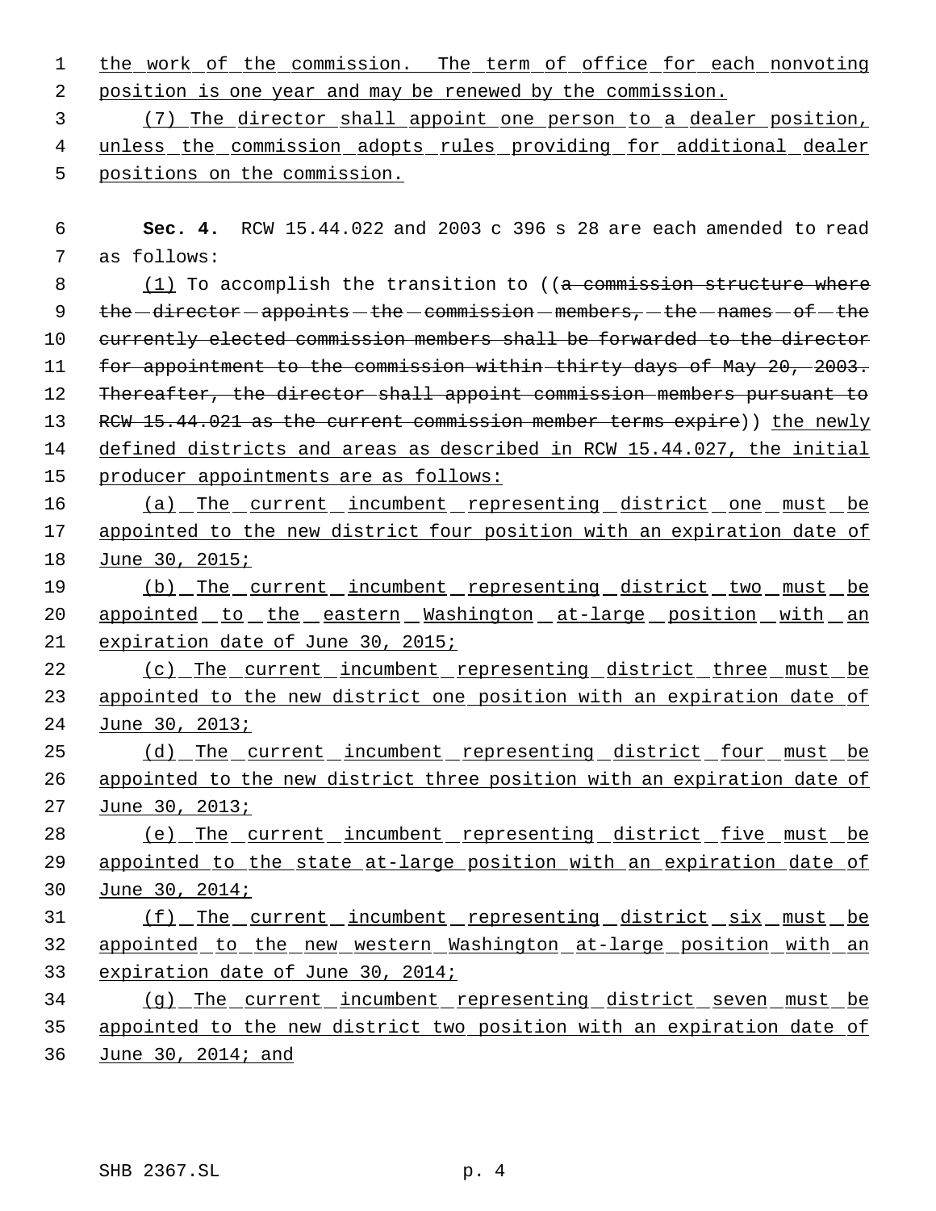the work of the commission. The term of office for each nonvoting position is one year and may be renewed by the commission.

(7) The director shall appoint one person to a dealer position, unless the commission adopts rules providing for additional dealer positions on the commission.

**Sec. 4.** RCW 15.44.022 and 2003 c 396 s 28 are each amended to read as follows:

(1) To accomplish the transition to ((~~a commission structure where the director appoints the commission members, the names of the currently elected commission members shall be forwarded to the director for appointment to the commission within thirty days of May 20, 2003. Thereafter, the director shall appoint commission members pursuant to RCW 15.44.021 as the current commission member terms expire~~)) the newly defined districts and areas as described in RCW 15.44.027, the initial producer appointments are as follows:

(a) The current incumbent representing district one must be appointed to the new district four position with an expiration date of June 30, 2015;

(b) The current incumbent representing district two must be appointed to the eastern Washington at-large position with an expiration date of June 30, 2015;

(c) The current incumbent representing district three must be appointed to the new district one position with an expiration date of June 30, 2013;

(d) The current incumbent representing district four must be appointed to the new district three position with an expiration date of June 30, 2013;

(e) The current incumbent representing district five must be appointed to the state at-large position with an expiration date of June 30, 2014;

(f) The current incumbent representing district six must be appointed to the new western Washington at-large position with an expiration date of June 30, 2014;

(g) The current incumbent representing district seven must be appointed to the new district two position with an expiration date of June 30, 2014; and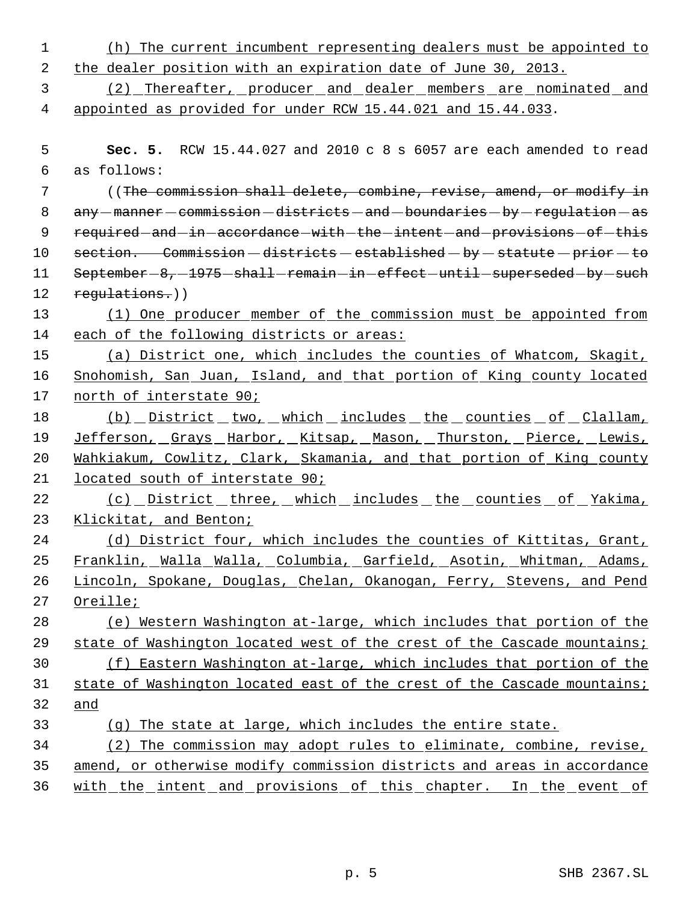(h) The current incumbent representing dealers must be appointed to the dealer position with an expiration date of June 30, 2013.

(2) Thereafter, producer and dealer members are nominated and appointed as provided for under RCW 15.44.021 and 15.44.033.

**Sec. 5.** RCW 15.44.027 and 2010 c 8 s 6057 are each amended to read as follows:

((~~The commission shall delete, combine, revise, amend, or modify in any manner commission districts and boundaries by regulation as required and in accordance with the intent and provisions of this section. Commission districts established by statute prior to September 8, 1975 shall remain in effect until superseded by such regulations.~~))

(1) One producer member of the commission must be appointed from each of the following districts or areas:

(a) District one, which includes the counties of Whatcom, Skagit, Snohomish, San Juan, Island, and that portion of King county located north of interstate 90;

(b) District two, which includes the counties of Clallam, Jefferson, Grays Harbor, Kitsap, Mason, Thurston, Pierce, Lewis, Wahkiakum, Cowlitz, Clark, Skamania, and that portion of King county located south of interstate 90;

(c) District three, which includes the counties of Yakima, Klickitat, and Benton;

(d) District four, which includes the counties of Kittitas, Grant, Franklin, Walla Walla, Columbia, Garfield, Asotin, Whitman, Adams, Lincoln, Spokane, Douglas, Chelan, Okanogan, Ferry, Stevens, and Pend Oreille;

(e) Western Washington at-large, which includes that portion of the state of Washington located west of the crest of the Cascade mountains;

(f) Eastern Washington at-large, which includes that portion of the state of Washington located east of the crest of the Cascade mountains; and

(g) The state at large, which includes the entire state.

(2) The commission may adopt rules to eliminate, combine, revise, amend, or otherwise modify commission districts and areas in accordance with the intent and provisions of this chapter. In the event of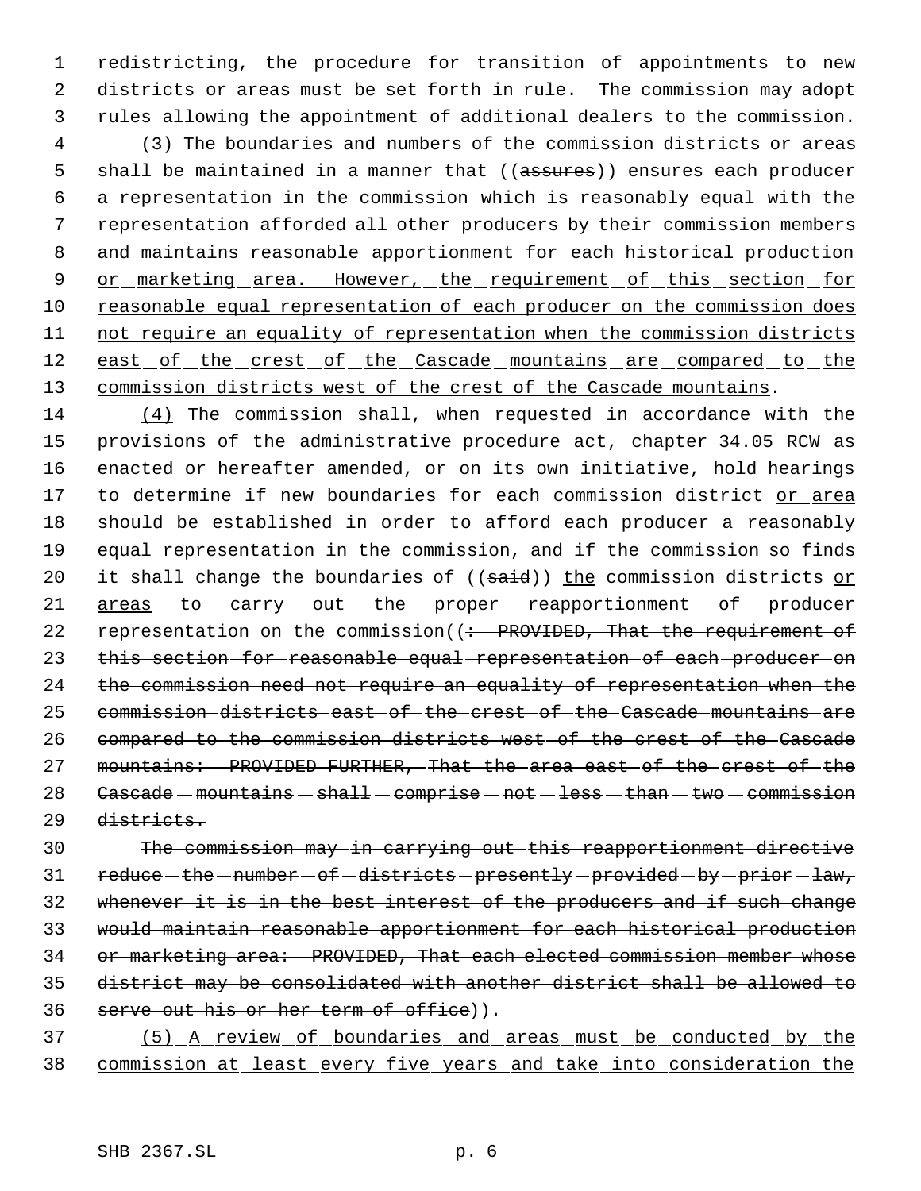redistricting, the procedure for transition of appointments to new districts or areas must be set forth in rule. The commission may adopt rules allowing the appointment of additional dealers to the commission.

(3) The boundaries and numbers of the commission districts or areas shall be maintained in a manner that ((~~assures~~)) ensures each producer a representation in the commission which is reasonably equal with the representation afforded all other producers by their commission members and maintains reasonable apportionment for each historical production or marketing area. However, the requirement of this section for reasonable equal representation of each producer on the commission does not require an equality of representation when the commission districts east of the crest of the Cascade mountains are compared to the commission districts west of the crest of the Cascade mountains.

(4) The commission shall, when requested in accordance with the provisions of the administrative procedure act, chapter 34.05 RCW as enacted or hereafter amended, or on its own initiative, hold hearings to determine if new boundaries for each commission district or area should be established in order to afford each producer a reasonably equal representation in the commission, and if the commission so finds it shall change the boundaries of ((~~said~~)) the commission districts or areas to carry out the proper reapportionment of producer representation on the commission((~~: PROVIDED, That the requirement of this section for reasonable equal representation of each producer on the commission need not require an equality of representation when the commission districts east of the crest of the Cascade mountains are compared to the commission districts west of the crest of the Cascade mountains: PROVIDED FURTHER, That the area east of the crest of the Cascade mountains shall comprise not less than two commission districts.~~

~~The commission may in carrying out this reapportionment directive reduce the number of districts presently provided by prior law, whenever it is in the best interest of the producers and if such change would maintain reasonable apportionment for each historical production or marketing area: PROVIDED, That each elected commission member whose district may be consolidated with another district shall be allowed to serve out his or her term of office~~)).

(5) A review of boundaries and areas must be conducted by the commission at least every five years and take into consideration the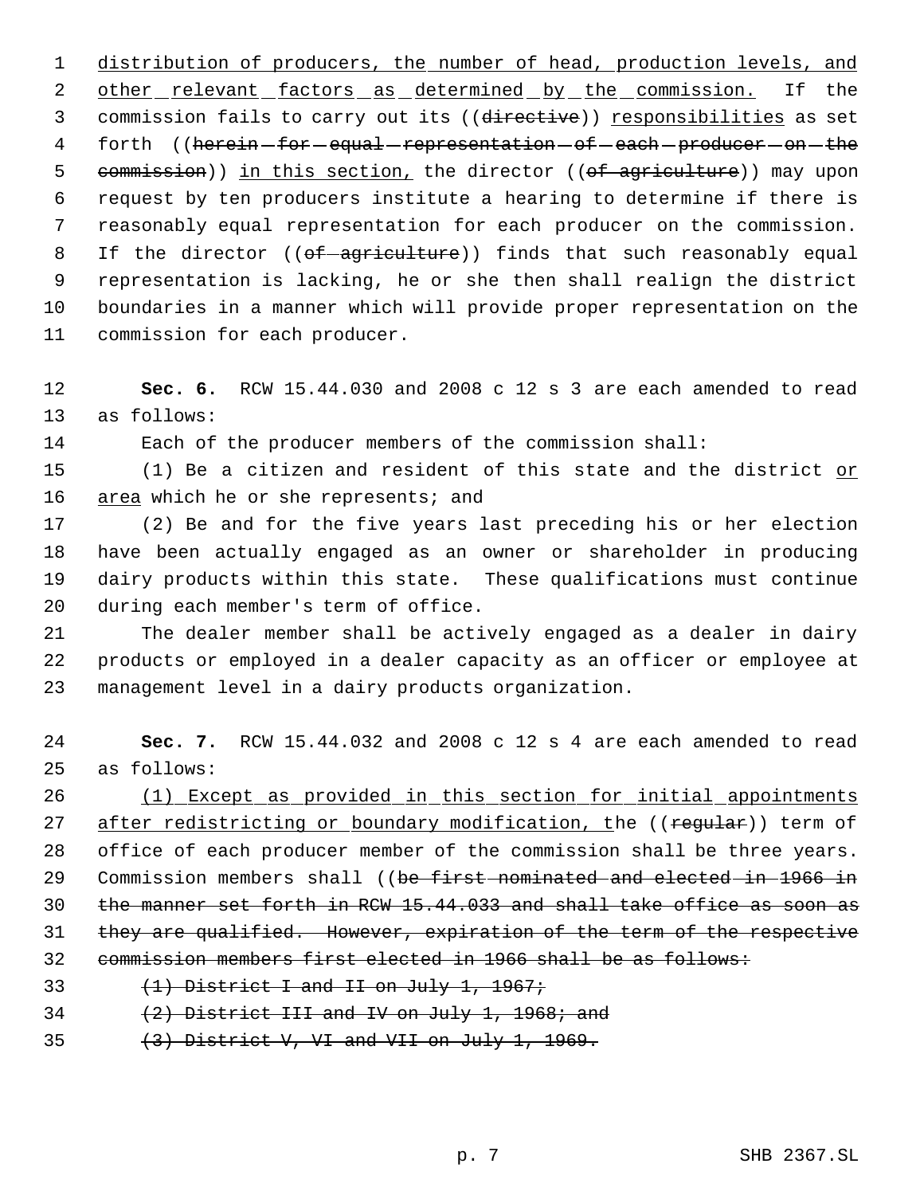distribution of producers, the number of head, production levels, and other relevant factors as determined by the commission. If the commission fails to carry out its ((directive)) responsibilities as set forth ((herein for equal representation of each producer on the commission)) in this section, the director ((of agriculture)) may upon request by ten producers institute a hearing to determine if there is reasonably equal representation for each producer on the commission. If the director ((of agriculture)) finds that such reasonably equal representation is lacking, he or she then shall realign the district boundaries in a manner which will provide proper representation on the commission for each producer.

**Sec. 6.** RCW 15.44.030 and 2008 c 12 s 3 are each amended to read as follows:

Each of the producer members of the commission shall:

(1) Be a citizen and resident of this state and the district or area which he or she represents; and

(2) Be and for the five years last preceding his or her election have been actually engaged as an owner or shareholder in producing dairy products within this state. These qualifications must continue during each member's term of office.

The dealer member shall be actively engaged as a dealer in dairy products or employed in a dealer capacity as an officer or employee at management level in a dairy products organization.

**Sec. 7.** RCW 15.44.032 and 2008 c 12 s 4 are each amended to read as follows:

(1) Except as provided in this section for initial appointments after redistricting or boundary modification, the ((regular)) term of office of each producer member of the commission shall be three years. Commission members shall ((be first nominated and elected in 1966 in the manner set forth in RCW 15.44.033 and shall take office as soon as they are qualified. However, expiration of the term of the respective commission members first elected in 1966 shall be as follows:

(1) District I and II on July 1, 1967;

(2) District III and IV on July 1, 1968; and

(3) District V, VI and VII on July 1, 1969.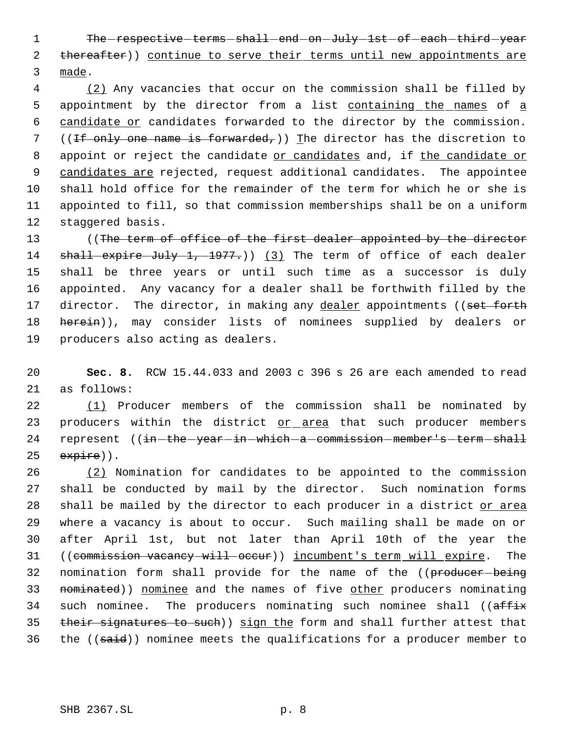The respective terms shall end on July 1st of each third year thereafter)) continue to serve their terms until new appointments are made.

(2) Any vacancies that occur on the commission shall be filled by appointment by the director from a list containing the names of a candidate or candidates forwarded to the director by the commission. ((If only one name is forwarded,)) The director has the discretion to appoint or reject the candidate or candidates and, if the candidate or candidates are rejected, request additional candidates. The appointee shall hold office for the remainder of the term for which he or she is appointed to fill, so that commission memberships shall be on a uniform staggered basis.

((The term of office of the first dealer appointed by the director shall expire July 1, 1977.)) (3) The term of office of each dealer shall be three years or until such time as a successor is duly appointed. Any vacancy for a dealer shall be forthwith filled by the director. The director, in making any dealer appointments ((set forth herein)), may consider lists of nominees supplied by dealers or producers also acting as dealers.

**Sec. 8.** RCW 15.44.033 and 2003 c 396 s 26 are each amended to read as follows:

(1) Producer members of the commission shall be nominated by producers within the district or area that such producer members represent ((in the year in which a commission member's term shall expire)).

(2) Nomination for candidates to be appointed to the commission shall be conducted by mail by the director. Such nomination forms shall be mailed by the director to each producer in a district or area where a vacancy is about to occur. Such mailing shall be made on or after April 1st, but not later than April 10th of the year the ((commission vacancy will occur)) incumbent's term will expire. The nomination form shall provide for the name of the ((producer being nominated)) nominee and the names of five other producers nominating such nominee. The producers nominating such nominee shall ((affix their signatures to such)) sign the form and shall further attest that the ((said)) nominee meets the qualifications for a producer member to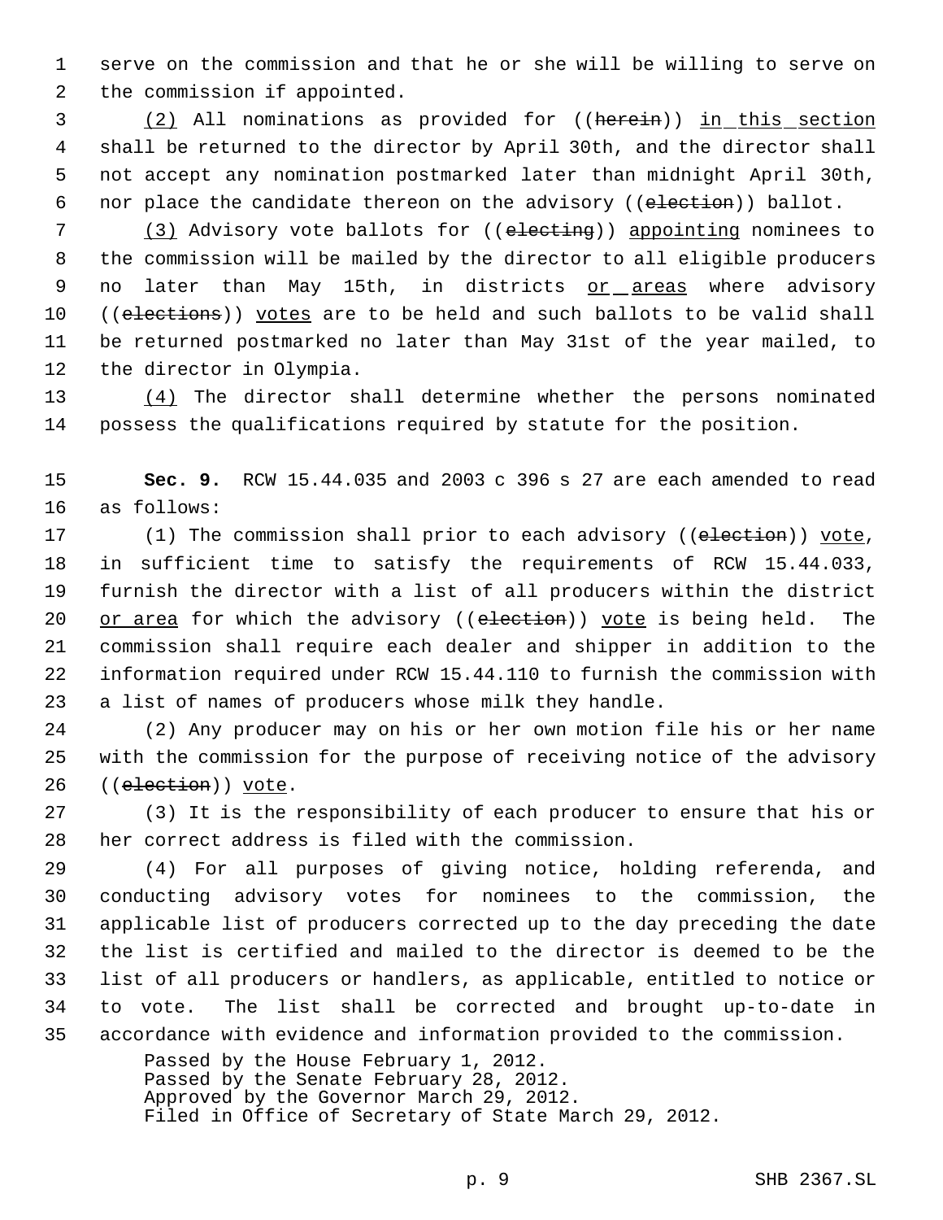serve on the commission and that he or she will be willing to serve on the commission if appointed.

(2) All nominations as provided for ((~~herein~~)) in this section shall be returned to the director by April 30th, and the director shall not accept any nomination postmarked later than midnight April 30th, nor place the candidate thereon on the advisory ((~~election~~)) ballot.

(3) Advisory vote ballots for ((~~electing~~)) appointing nominees to the commission will be mailed by the director to all eligible producers no later than May 15th, in districts or areas where advisory ((~~elections~~)) votes are to be held and such ballots to be valid shall be returned postmarked no later than May 31st of the year mailed, to the director in Olympia.

(4) The director shall determine whether the persons nominated possess the qualifications required by statute for the position.

**Sec. 9.** RCW 15.44.035 and 2003 c 396 s 27 are each amended to read as follows:

(1) The commission shall prior to each advisory ((~~election~~)) vote, in sufficient time to satisfy the requirements of RCW 15.44.033, furnish the director with a list of all producers within the district or area for which the advisory ((~~election~~)) vote is being held. The commission shall require each dealer and shipper in addition to the information required under RCW 15.44.110 to furnish the commission with a list of names of producers whose milk they handle.

(2) Any producer may on his or her own motion file his or her name with the commission for the purpose of receiving notice of the advisory ((~~election~~)) vote.

(3) It is the responsibility of each producer to ensure that his or her correct address is filed with the commission.

(4) For all purposes of giving notice, holding referenda, and conducting advisory votes for nominees to the commission, the applicable list of producers corrected up to the day preceding the date the list is certified and mailed to the director is deemed to be the list of all producers or handlers, as applicable, entitled to notice or to vote. The list shall be corrected and brought up-to-date in accordance with evidence and information provided to the commission.

Passed by the House February 1, 2012.
Passed by the Senate February 28, 2012.
Approved by the Governor March 29, 2012.
Filed in Office of Secretary of State March 29, 2012.